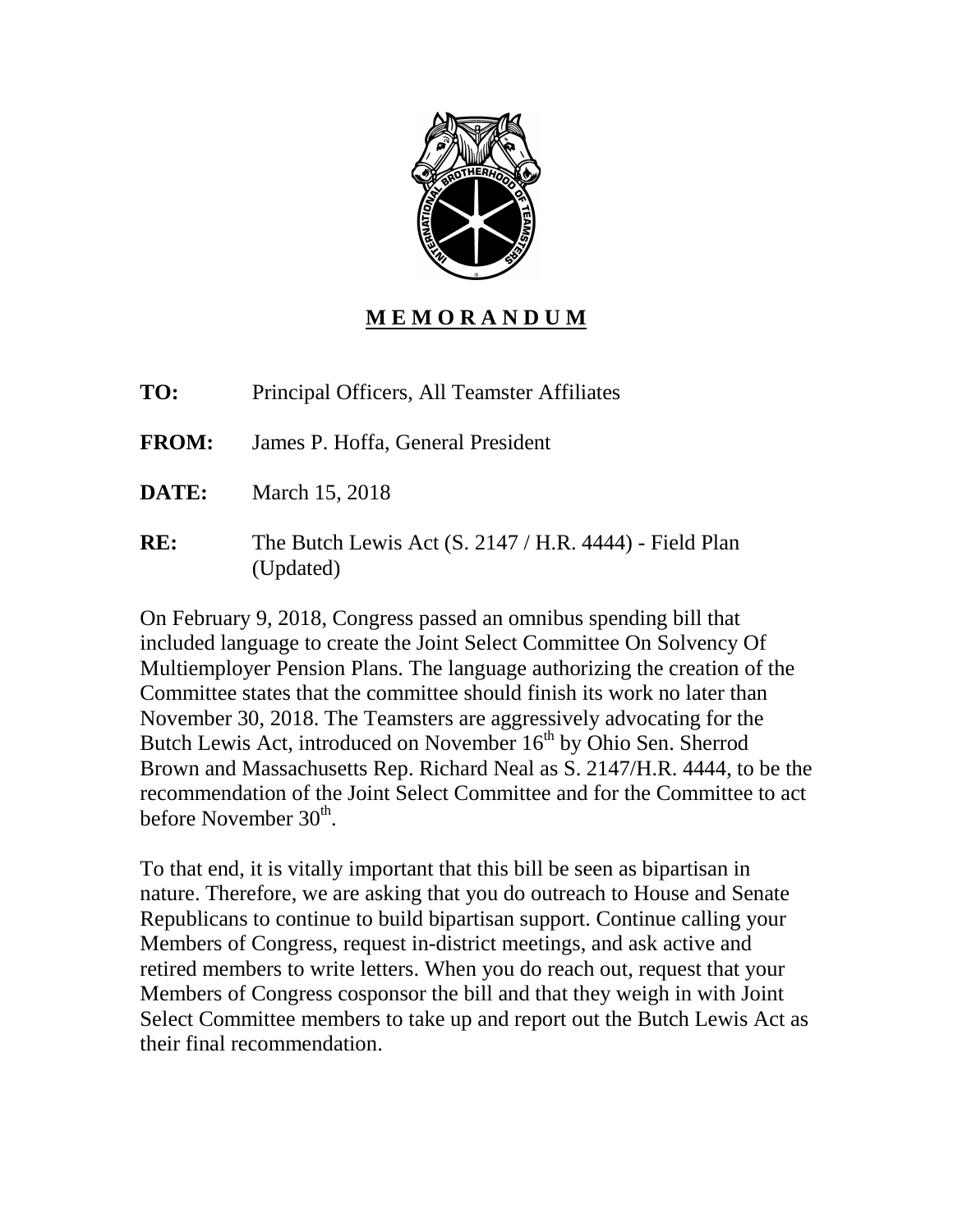**MEMORANDUM**

**TO:** Principal Officers, All Teamster Affiliates

**FROM:** James P. Hoffa, General President

**DATE:** March 15, 2018

**RE:** The Butch Lewis Act (S. 2147 / H.R. 4444) - Field Plan (Updated)

On February 9, 2018, Congress passed an omnibus spending bill that included language to create the Joint Select Committee On Solvency Of Multiemployer Pension Plans. The language authorizing the creation of the Committee states that the committee should finish its work no later than November 30, 2018. The Teamsters are aggressively advocating for the Butch Lewis Act, introduced on November 16th by Ohio Sen. Sherrod Brown and Massachusetts Rep. Richard Neal as S. 2147/H.R. 4444, to be the recommendation of the Joint Select Committee and for the Committee to act before November 30th.

To that end, it is vitally important that this bill be seen as bipartisan in nature. Therefore, we are asking that you do outreach to House and Senate Republicans to continue to build bipartisan support. Continue calling your Members of Congress, request in-district meetings, and ask active and retired members to write letters. When you do reach out, request that your Members of Congress cosponsor the bill and that they weigh in with Joint Select Committee members to take up and report out the Butch Lewis Act as their final recommendation.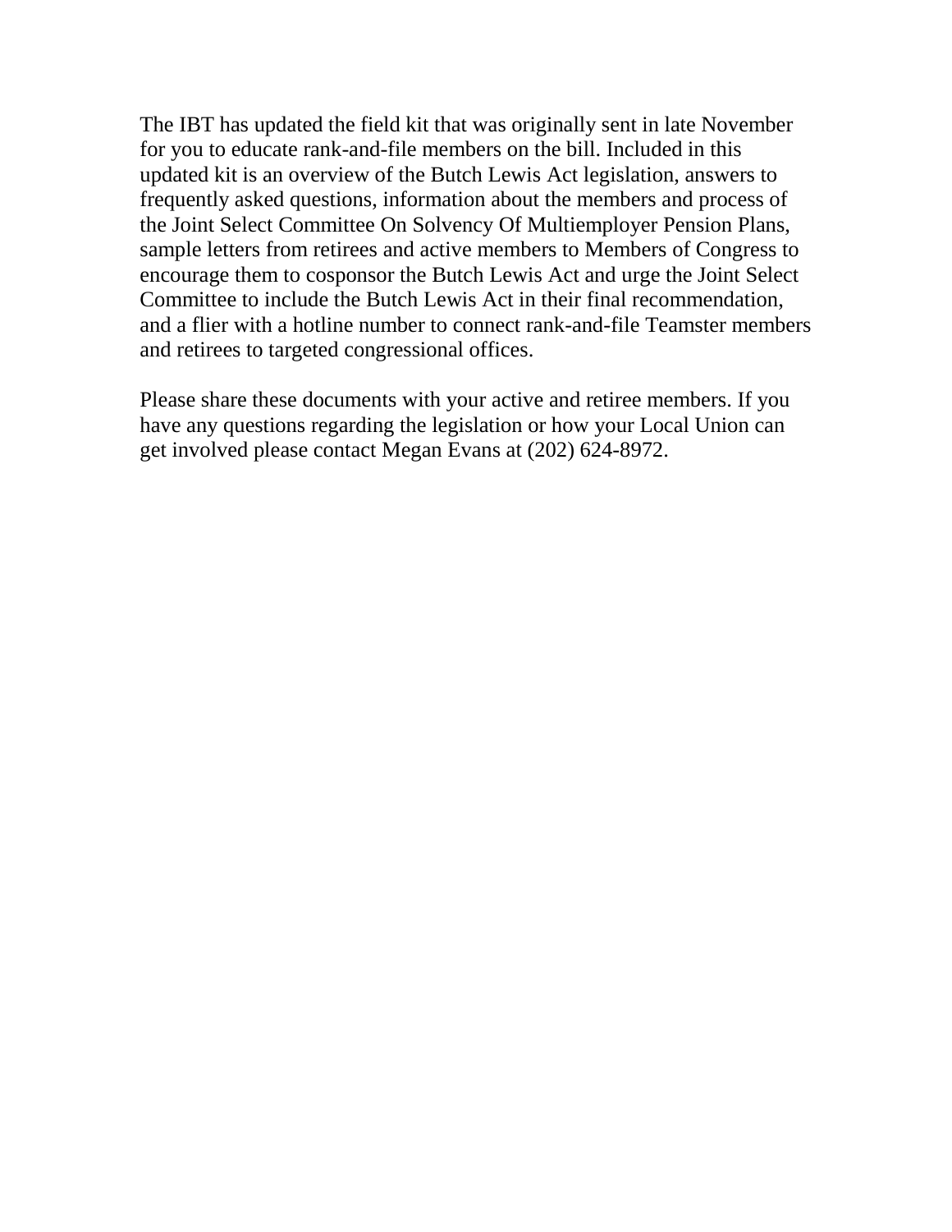The IBT has updated the field kit that was originally sent in late November for you to educate rank-and-file members on the bill. Included in this updated kit is an overview of the Butch Lewis Act legislation, answers to frequently asked questions, information about the members and process of the Joint Select Committee On Solvency Of Multiemployer Pension Plans, sample letters from retirees and active members to Members of Congress to encourage them to cosponsor the Butch Lewis Act and urge the Joint Select Committee to include the Butch Lewis Act in their final recommendation, and a flier with a hotline number to connect rank-and-file Teamster members and retirees to targeted congressional offices.

Please share these documents with your active and retiree members. If you have any questions regarding the legislation or how your Local Union can get involved please contact Megan Evans at (202) 624-8972.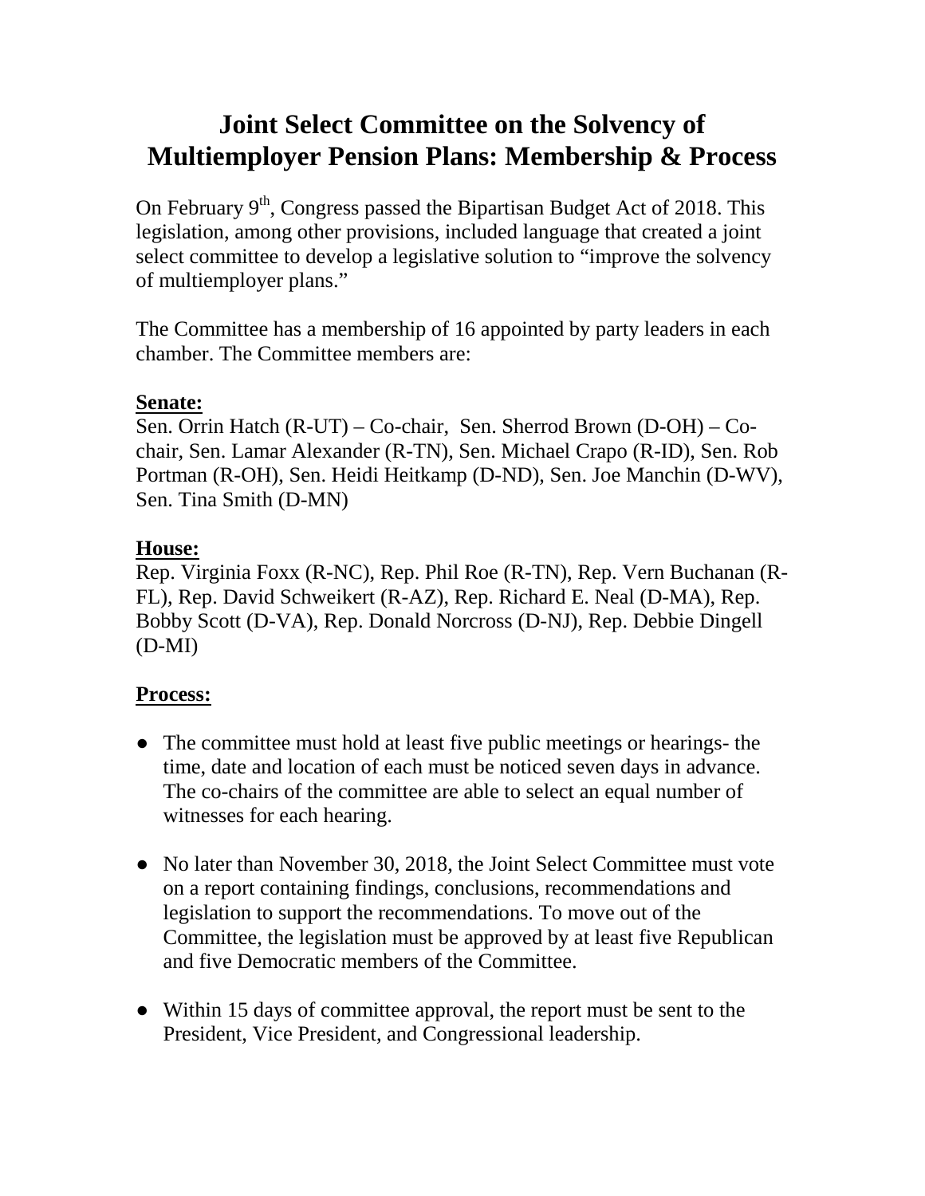# Joint Select Committee on the Solvency of Multiemployer Pension Plans: Membership & Process

On February 9th, Congress passed the Bipartisan Budget Act of 2018. This legislation, among other provisions, included language that created a joint select committee to develop a legislative solution to "improve the solvency of multiemployer plans."

The Committee has a membership of 16 appointed by party leaders in each chamber. The Committee members are:

## Senate:

Sen. Orrin Hatch (R-UT) – Co-chair, Sen. Sherrod Brown (D-OH) – Co-chair, Sen. Lamar Alexander (R-TN), Sen. Michael Crapo (R-ID), Sen. Rob Portman (R-OH), Sen. Heidi Heitkamp (D-ND), Sen. Joe Manchin (D-WV), Sen. Tina Smith (D-MN)

## House:

Rep. Virginia Foxx (R-NC), Rep. Phil Roe (R-TN), Rep. Vern Buchanan (R-FL), Rep. David Schweikert (R-AZ), Rep. Richard E. Neal (D-MA), Rep. Bobby Scott (D-VA), Rep. Donald Norcross (D-NJ), Rep. Debbie Dingell (D-MI)

## Process:

- The committee must hold at least five public meetings or hearings- the time, date and location of each must be noticed seven days in advance. The co-chairs of the committee are able to select an equal number of witnesses for each hearing.

- No later than November 30, 2018, the Joint Select Committee must vote on a report containing findings, conclusions, recommendations and legislation to support the recommendations. To move out of the Committee, the legislation must be approved by at least five Republican and five Democratic members of the Committee.

- Within 15 days of committee approval, the report must be sent to the President, Vice President, and Congressional leadership.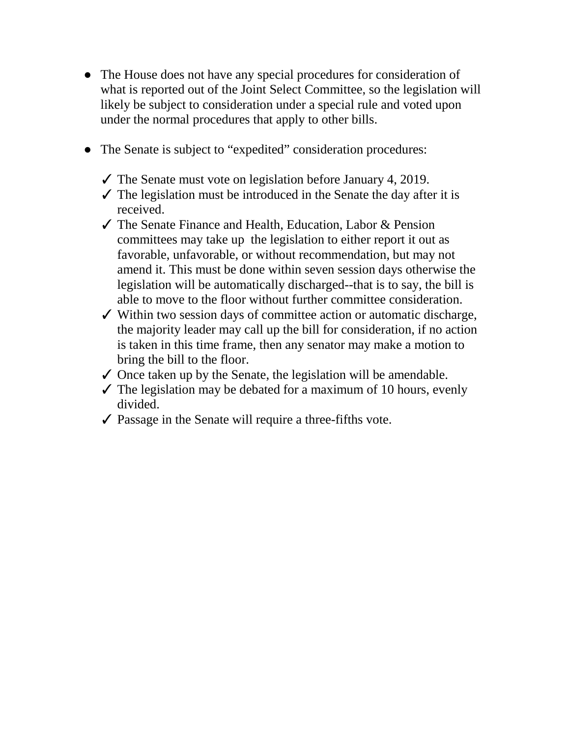- The House does not have any special procedures for consideration of what is reported out of the Joint Select Committee, so the legislation will likely be subject to consideration under a special rule and voted upon under the normal procedures that apply to other bills.

- The Senate is subject to "expedited" consideration procedures:

  - ✓ The Senate must vote on legislation before January 4, 2019.
  - ✓ The legislation must be introduced in the Senate the day after it is received.
  - ✓ The Senate Finance and Health, Education, Labor & Pension committees may take up the legislation to either report it out as favorable, unfavorable, or without recommendation, but may not amend it. This must be done within seven session days otherwise the legislation will be automatically discharged--that is to say, the bill is able to move to the floor without further committee consideration.
  - ✓ Within two session days of committee action or automatic discharge, the majority leader may call up the bill for consideration, if no action is taken in this time frame, then any senator may make a motion to bring the bill to the floor.
  - ✓ Once taken up by the Senate, the legislation will be amendable.
  - ✓ The legislation may be debated for a maximum of 10 hours, evenly divided.
  - ✓ Passage in the Senate will require a three-fifths vote.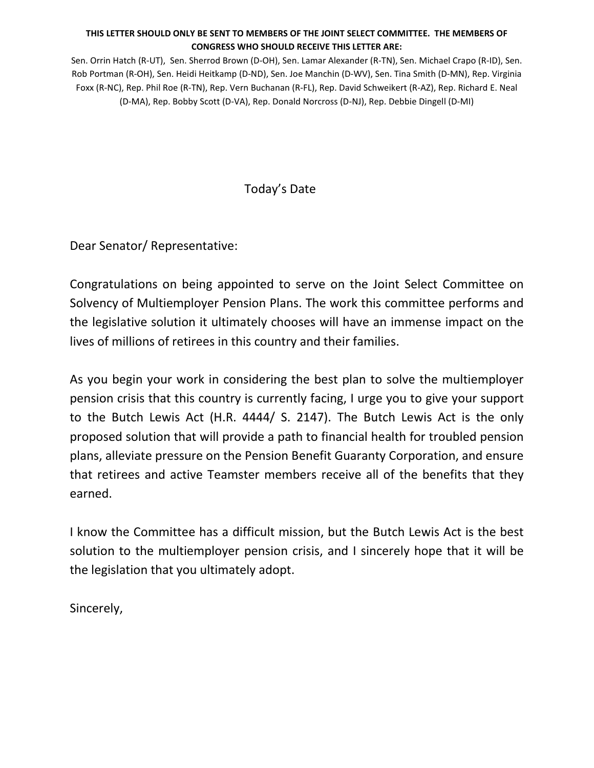**THIS LETTER SHOULD ONLY BE SENT TO MEMBERS OF THE JOINT SELECT COMMITTEE. THE MEMBERS OF CONGRESS WHO SHOULD RECEIVE THIS LETTER ARE:**

Sen. Orrin Hatch (R-UT), Sen. Sherrod Brown (D-OH), Sen. Lamar Alexander (R-TN), Sen. Michael Crapo (R-ID), Sen. Rob Portman (R-OH), Sen. Heidi Heitkamp (D-ND), Sen. Joe Manchin (D-WV), Sen. Tina Smith (D-MN), Rep. Virginia Foxx (R-NC), Rep. Phil Roe (R-TN), Rep. Vern Buchanan (R-FL), Rep. David Schweikert (R-AZ), Rep. Richard E. Neal (D-MA), Rep. Bobby Scott (D-VA), Rep. Donald Norcross (D-NJ), Rep. Debbie Dingell (D-MI)

Today's Date

Dear Senator/ Representative:

Congratulations on being appointed to serve on the Joint Select Committee on Solvency of Multiemployer Pension Plans. The work this committee performs and the legislative solution it ultimately chooses will have an immense impact on the lives of millions of retirees in this country and their families.

As you begin your work in considering the best plan to solve the multiemployer pension crisis that this country is currently facing, I urge you to give your support to the Butch Lewis Act (H.R. 4444/ S. 2147). The Butch Lewis Act is the only proposed solution that will provide a path to financial health for troubled pension plans, alleviate pressure on the Pension Benefit Guaranty Corporation, and ensure that retirees and active Teamster members receive all of the benefits that they earned.

I know the Committee has a difficult mission, but the Butch Lewis Act is the best solution to the multiemployer pension crisis, and I sincerely hope that it will be the legislation that you ultimately adopt.

Sincerely,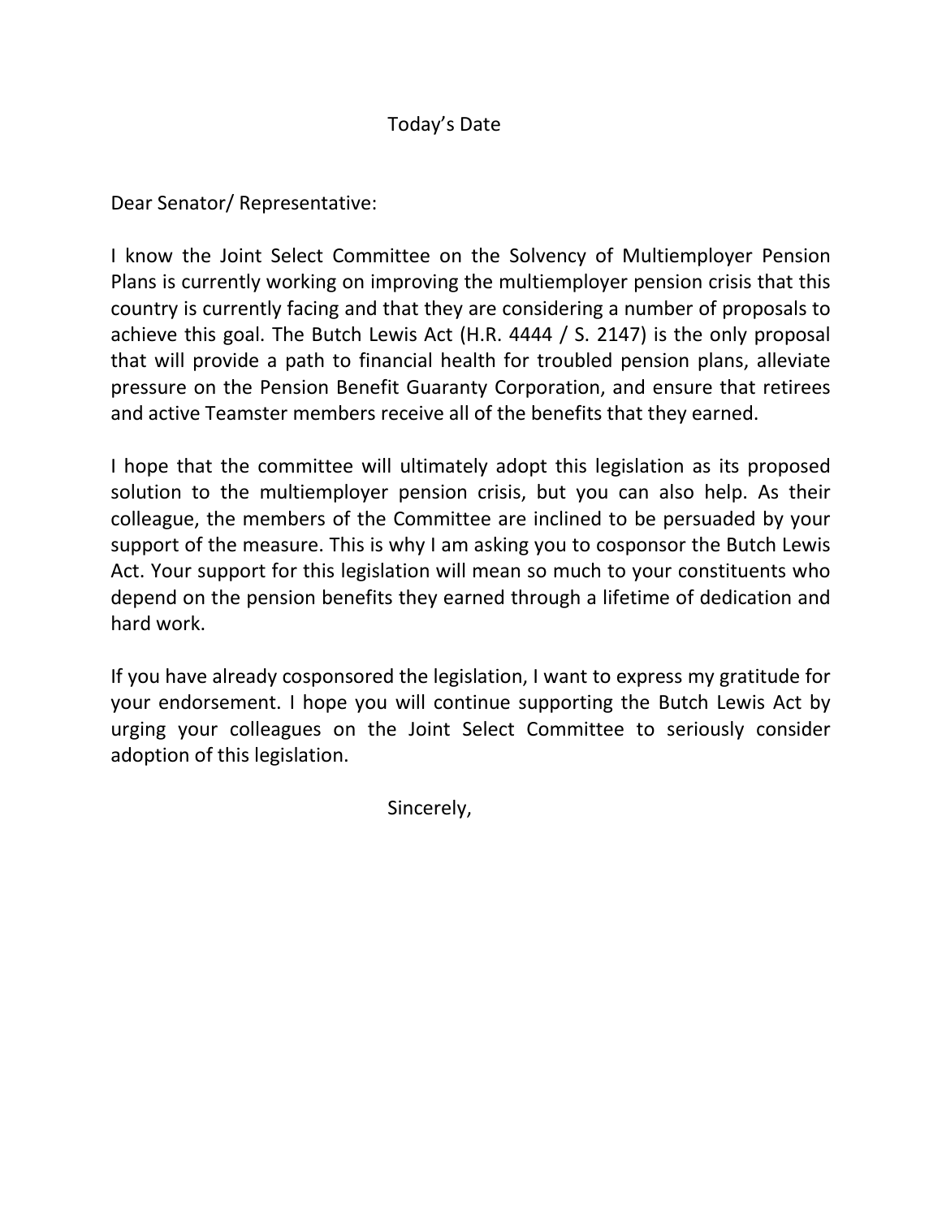Today's Date

Dear Senator/ Representative:

I know the Joint Select Committee on the Solvency of Multiemployer Pension Plans is currently working on improving the multiemployer pension crisis that this country is currently facing and that they are considering a number of proposals to achieve this goal. The Butch Lewis Act (H.R. 4444 / S. 2147) is the only proposal that will provide a path to financial health for troubled pension plans, alleviate pressure on the Pension Benefit Guaranty Corporation, and ensure that retirees and active Teamster members receive all of the benefits that they earned.

I hope that the committee will ultimately adopt this legislation as its proposed solution to the multiemployer pension crisis, but you can also help. As their colleague, the members of the Committee are inclined to be persuaded by your support of the measure. This is why I am asking you to cosponsor the Butch Lewis Act. Your support for this legislation will mean so much to your constituents who depend on the pension benefits they earned through a lifetime of dedication and hard work.

If you have already cosponsored the legislation, I want to express my gratitude for your endorsement. I hope you will continue supporting the Butch Lewis Act by urging your colleagues on the Joint Select Committee to seriously consider adoption of this legislation.

Sincerely,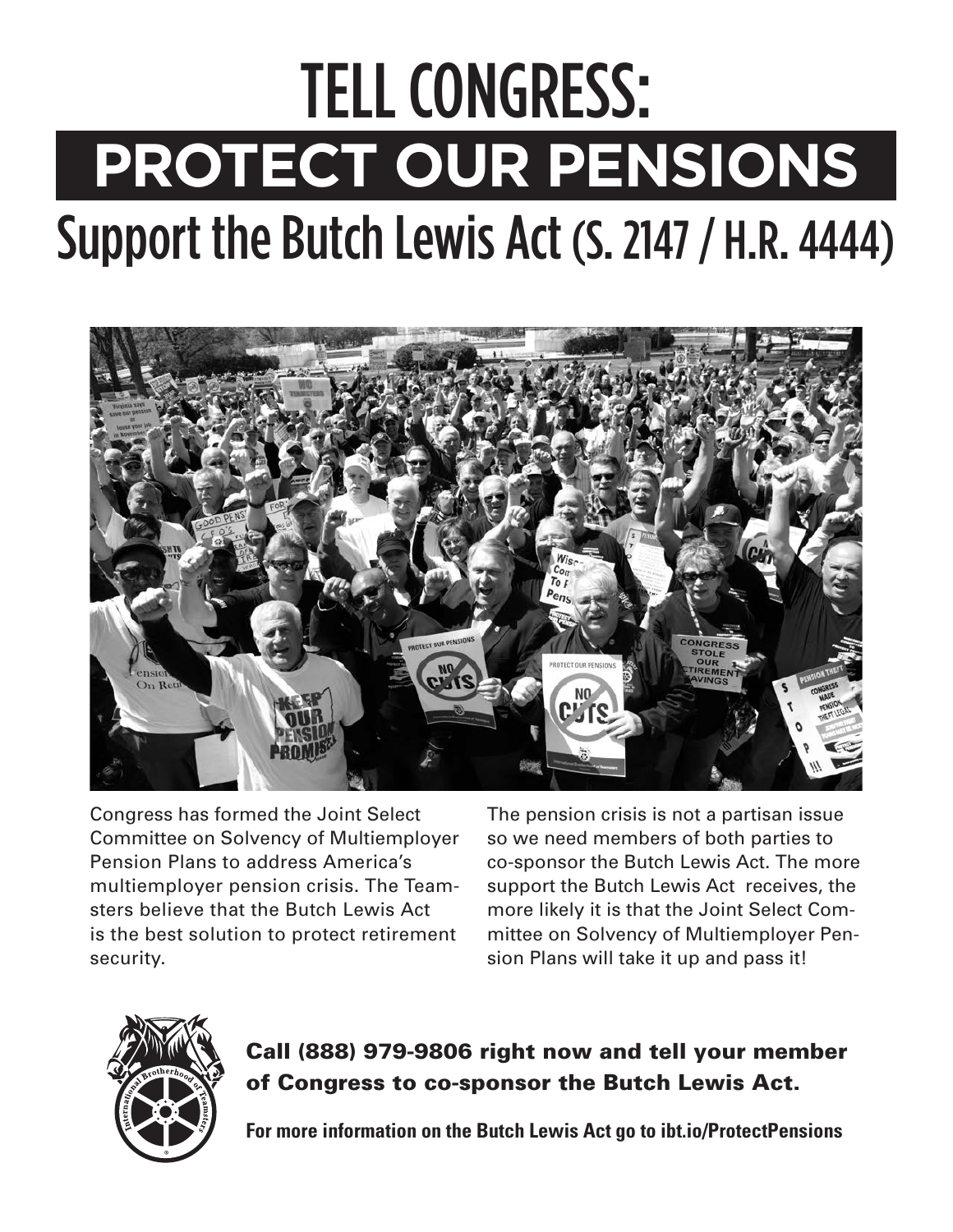# TELL CONGRESS:

# PROTECT OUR PENSIONS

## Support the Butch Lewis Act (S. 2147 / H.R. 4444)

Congress has formed the Joint Select Committee on Solvency of Multiemployer Pension Plans to address America's multiemployer pension crisis. The Teamsters believe that the Butch Lewis Act is the best solution to protect retirement security.

The pension crisis is not a partisan issue so we need members of both parties to co-sponsor the Butch Lewis Act. The more support the Butch Lewis Act receives, the more likely it is that the Joint Select Committee on Solvency of Multiemployer Pension Plans will take it up and pass it!

**Call (888) 979-9806 right now and tell your member of Congress to co-sponsor the Butch Lewis Act.**

**For more information on the Butch Lewis Act go to ibt.io/ProtectPensions**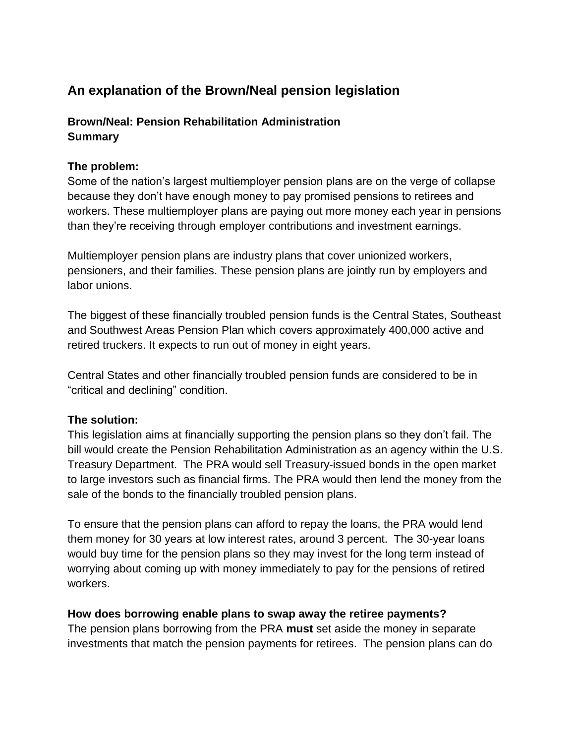## An explanation of the Brown/Neal pension legislation

### Brown/Neal: Pension Rehabilitation Administration
### Summary

**The problem:**
Some of the nation's largest multiemployer pension plans are on the verge of collapse because they don't have enough money to pay promised pensions to retirees and workers. These multiemployer plans are paying out more money each year in pensions than they're receiving through employer contributions and investment earnings.

Multiemployer pension plans are industry plans that cover unionized workers, pensioners, and their families. These pension plans are jointly run by employers and labor unions.

The biggest of these financially troubled pension funds is the Central States, Southeast and Southwest Areas Pension Plan which covers approximately 400,000 active and retired truckers. It expects to run out of money in eight years.

Central States and other financially troubled pension funds are considered to be in "critical and declining" condition.

**The solution:**
This legislation aims at financially supporting the pension plans so they don't fail. The bill would create the Pension Rehabilitation Administration as an agency within the U.S. Treasury Department. The PRA would sell Treasury-issued bonds in the open market to large investors such as financial firms. The PRA would then lend the money from the sale of the bonds to the financially troubled pension plans.

To ensure that the pension plans can afford to repay the loans, the PRA would lend them money for 30 years at low interest rates, around 3 percent. The 30-year loans would buy time for the pension plans so they may invest for the long term instead of worrying about coming up with money immediately to pay for the pensions of retired workers.

**How does borrowing enable plans to swap away the retiree payments?**
The pension plans borrowing from the PRA **must** set aside the money in separate investments that match the pension payments for retirees. The pension plans can do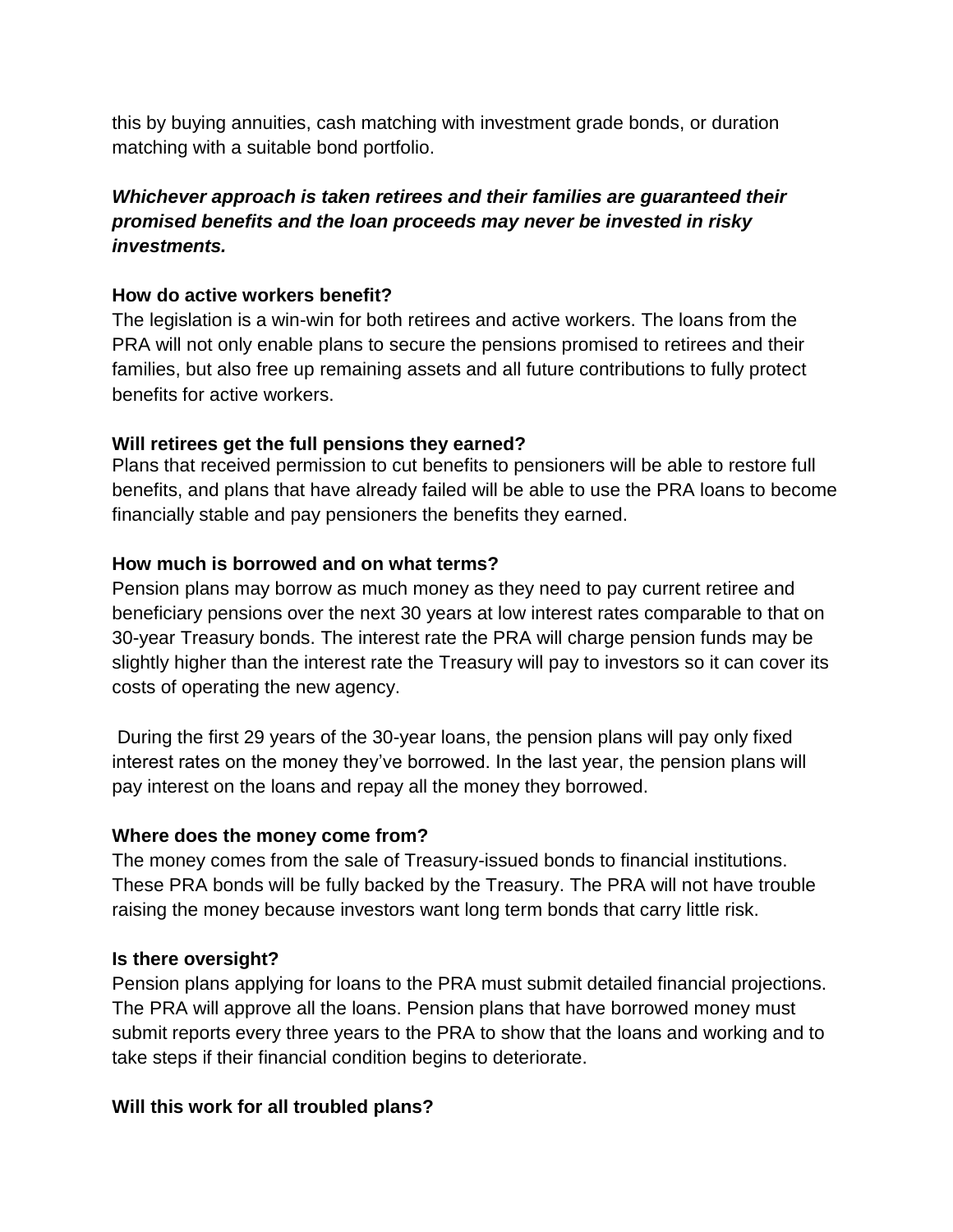this by buying annuities, cash matching with investment grade bonds, or duration matching with a suitable bond portfolio.

***Whichever approach is taken retirees and their families are guaranteed their promised benefits and the loan proceeds may never be invested in risky investments.***

**How do active workers benefit?**

The legislation is a win-win for both retirees and active workers. The loans from the PRA will not only enable plans to secure the pensions promised to retirees and their families, but also free up remaining assets and all future contributions to fully protect benefits for active workers.

**Will retirees get the full pensions they earned?**

Plans that received permission to cut benefits to pensioners will be able to restore full benefits, and plans that have already failed will be able to use the PRA loans to become financially stable and pay pensioners the benefits they earned.

**How much is borrowed and on what terms?**

Pension plans may borrow as much money as they need to pay current retiree and beneficiary pensions over the next 30 years at low interest rates comparable to that on 30-year Treasury bonds. The interest rate the PRA will charge pension funds may be slightly higher than the interest rate the Treasury will pay to investors so it can cover its costs of operating the new agency.

During the first 29 years of the 30-year loans, the pension plans will pay only fixed interest rates on the money they've borrowed. In the last year, the pension plans will pay interest on the loans and repay all the money they borrowed.

**Where does the money come from?**

The money comes from the sale of Treasury-issued bonds to financial institutions. These PRA bonds will be fully backed by the Treasury. The PRA will not have trouble raising the money because investors want long term bonds that carry little risk.

**Is there oversight?**

Pension plans applying for loans to the PRA must submit detailed financial projections. The PRA will approve all the loans. Pension plans that have borrowed money must submit reports every three years to the PRA to show that the loans and working and to take steps if their financial condition begins to deteriorate.

**Will this work for all troubled plans?**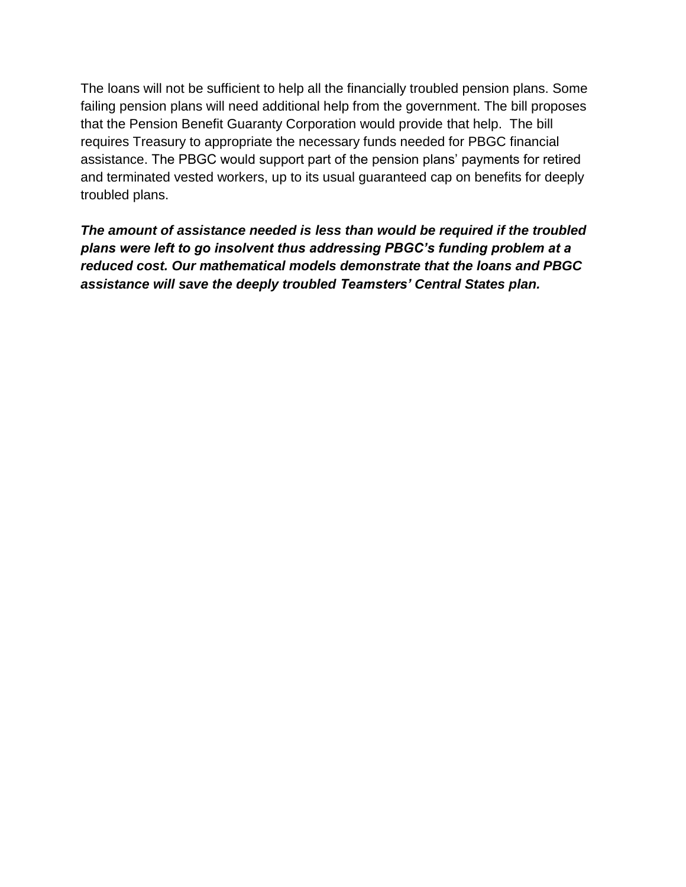The loans will not be sufficient to help all the financially troubled pension plans. Some failing pension plans will need additional help from the government. The bill proposes that the Pension Benefit Guaranty Corporation would provide that help.  The bill requires Treasury to appropriate the necessary funds needed for PBGC financial assistance. The PBGC would support part of the pension plans' payments for retired and terminated vested workers, up to its usual guaranteed cap on benefits for deeply troubled plans.

***The amount of assistance needed is less than would be required if the troubled plans were left to go insolvent thus addressing PBGC's funding problem at a reduced cost. Our mathematical models demonstrate that the loans and PBGC assistance will save the deeply troubled Teamsters' Central States plan.***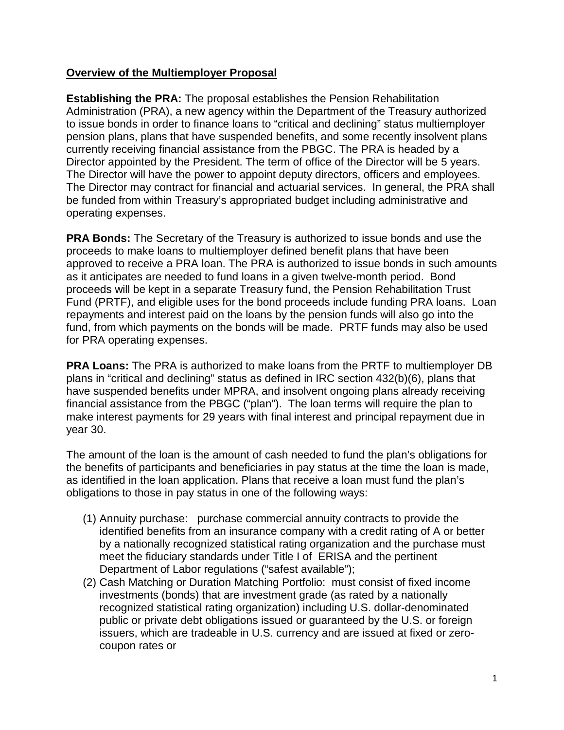**Overview of the Multiemployer Proposal**

**Establishing the PRA:** The proposal establishes the Pension Rehabilitation Administration (PRA), a new agency within the Department of the Treasury authorized to issue bonds in order to finance loans to "critical and declining" status multiemployer pension plans, plans that have suspended benefits, and some recently insolvent plans currently receiving financial assistance from the PBGC. The PRA is headed by a Director appointed by the President. The term of office of the Director will be 5 years. The Director will have the power to appoint deputy directors, officers and employees. The Director may contract for financial and actuarial services. In general, the PRA shall be funded from within Treasury's appropriated budget including administrative and operating expenses.

**PRA Bonds:** The Secretary of the Treasury is authorized to issue bonds and use the proceeds to make loans to multiemployer defined benefit plans that have been approved to receive a PRA loan. The PRA is authorized to issue bonds in such amounts as it anticipates are needed to fund loans in a given twelve-month period. Bond proceeds will be kept in a separate Treasury fund, the Pension Rehabilitation Trust Fund (PRTF), and eligible uses for the bond proceeds include funding PRA loans. Loan repayments and interest paid on the loans by the pension funds will also go into the fund, from which payments on the bonds will be made. PRTF funds may also be used for PRA operating expenses.

**PRA Loans:** The PRA is authorized to make loans from the PRTF to multiemployer DB plans in "critical and declining" status as defined in IRC section 432(b)(6), plans that have suspended benefits under MPRA, and insolvent ongoing plans already receiving financial assistance from the PBGC ("plan"). The loan terms will require the plan to make interest payments for 29 years with final interest and principal repayment due in year 30.

The amount of the loan is the amount of cash needed to fund the plan's obligations for the benefits of participants and beneficiaries in pay status at the time the loan is made, as identified in the loan application. Plans that receive a loan must fund the plan's obligations to those in pay status in one of the following ways:

(1) Annuity purchase: purchase commercial annuity contracts to provide the identified benefits from an insurance company with a credit rating of A or better by a nationally recognized statistical rating organization and the purchase must meet the fiduciary standards under Title I of ERISA and the pertinent Department of Labor regulations ("safest available");
(2) Cash Matching or Duration Matching Portfolio: must consist of fixed income investments (bonds) that are investment grade (as rated by a nationally recognized statistical rating organization) including U.S. dollar-denominated public or private debt obligations issued or guaranteed by the U.S. or foreign issuers, which are tradeable in U.S. currency and are issued at fixed or zero-coupon rates or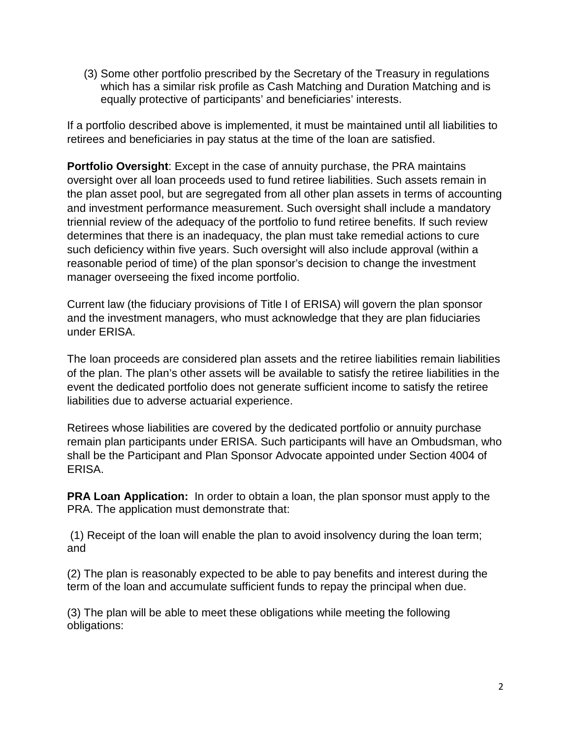(3) Some other portfolio prescribed by the Secretary of the Treasury in regulations which has a similar risk profile as Cash Matching and Duration Matching and is equally protective of participants' and beneficiaries' interests.

If a portfolio described above is implemented, it must be maintained until all liabilities to retirees and beneficiaries in pay status at the time of the loan are satisfied.

**Portfolio Oversight**: Except in the case of annuity purchase, the PRA maintains oversight over all loan proceeds used to fund retiree liabilities. Such assets remain in the plan asset pool, but are segregated from all other plan assets in terms of accounting and investment performance measurement. Such oversight shall include a mandatory triennial review of the adequacy of the portfolio to fund retiree benefits. If such review determines that there is an inadequacy, the plan must take remedial actions to cure such deficiency within five years. Such oversight will also include approval (within a reasonable period of time) of the plan sponsor's decision to change the investment manager overseeing the fixed income portfolio.

Current law (the fiduciary provisions of Title I of ERISA) will govern the plan sponsor and the investment managers, who must acknowledge that they are plan fiduciaries under ERISA.

The loan proceeds are considered plan assets and the retiree liabilities remain liabilities of the plan. The plan's other assets will be available to satisfy the retiree liabilities in the event the dedicated portfolio does not generate sufficient income to satisfy the retiree liabilities due to adverse actuarial experience.

Retirees whose liabilities are covered by the dedicated portfolio or annuity purchase remain plan participants under ERISA. Such participants will have an Ombudsman, who shall be the Participant and Plan Sponsor Advocate appointed under Section 4004 of ERISA.

**PRA Loan Application:** In order to obtain a loan, the plan sponsor must apply to the PRA. The application must demonstrate that:

(1) Receipt of the loan will enable the plan to avoid insolvency during the loan term; and

(2) The plan is reasonably expected to be able to pay benefits and interest during the term of the loan and accumulate sufficient funds to repay the principal when due.

(3) The plan will be able to meet these obligations while meeting the following obligations: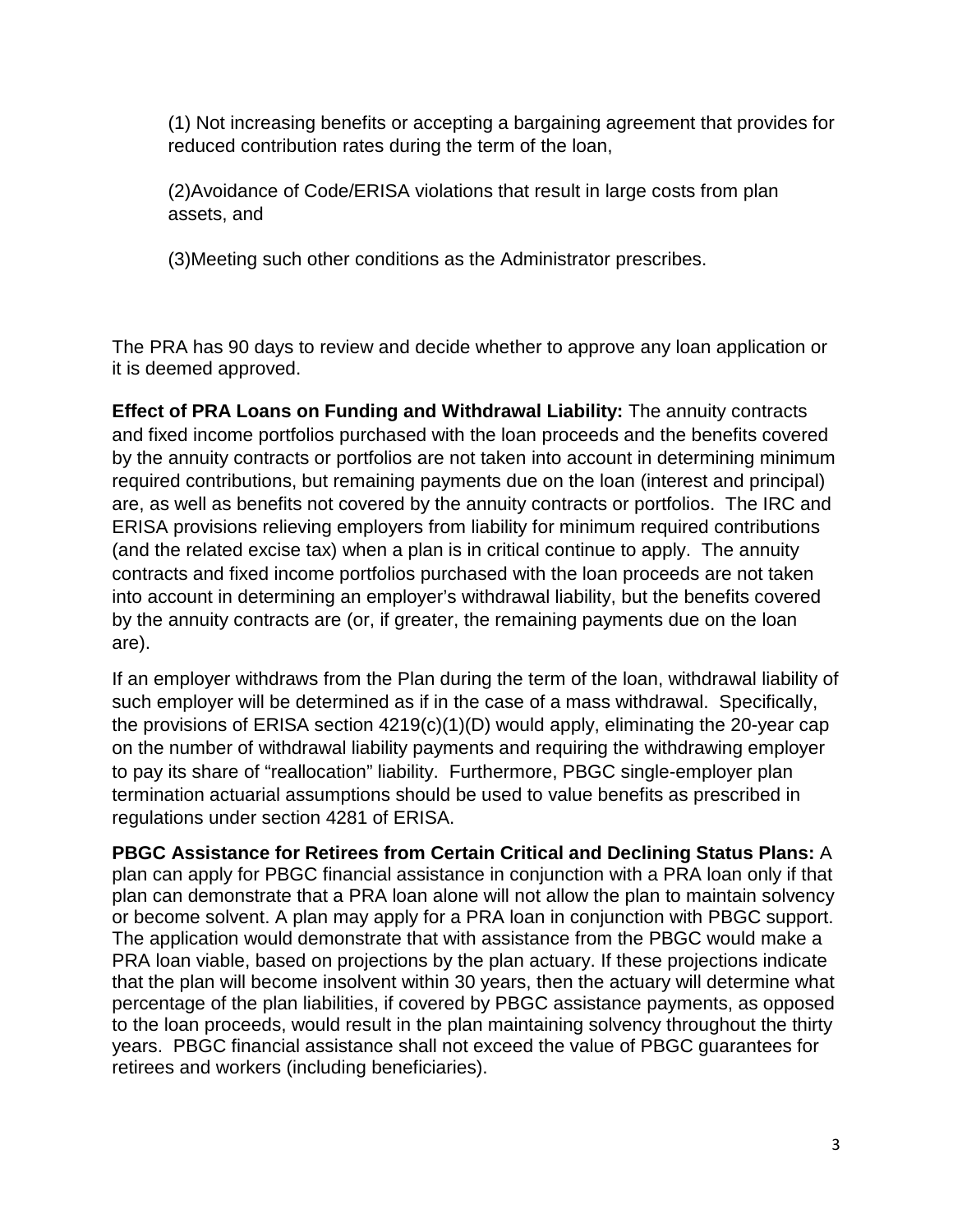(1) Not increasing benefits or accepting a bargaining agreement that provides for reduced contribution rates during the term of the loan,

(2)Avoidance of Code/ERISA violations that result in large costs from plan assets, and

(3)Meeting such other conditions as the Administrator prescribes.

The PRA has 90 days to review and decide whether to approve any loan application or it is deemed approved.

**Effect of PRA Loans on Funding and Withdrawal Liability:** The annuity contracts and fixed income portfolios purchased with the loan proceeds and the benefits covered by the annuity contracts or portfolios are not taken into account in determining minimum required contributions, but remaining payments due on the loan (interest and principal) are, as well as benefits not covered by the annuity contracts or portfolios. The IRC and ERISA provisions relieving employers from liability for minimum required contributions (and the related excise tax) when a plan is in critical continue to apply. The annuity contracts and fixed income portfolios purchased with the loan proceeds are not taken into account in determining an employer's withdrawal liability, but the benefits covered by the annuity contracts are (or, if greater, the remaining payments due on the loan are).

If an employer withdraws from the Plan during the term of the loan, withdrawal liability of such employer will be determined as if in the case of a mass withdrawal. Specifically, the provisions of ERISA section 4219(c)(1)(D) would apply, eliminating the 20-year cap on the number of withdrawal liability payments and requiring the withdrawing employer to pay its share of "reallocation" liability. Furthermore, PBGC single-employer plan termination actuarial assumptions should be used to value benefits as prescribed in regulations under section 4281 of ERISA.

**PBGC Assistance for Retirees from Certain Critical and Declining Status Plans:** A plan can apply for PBGC financial assistance in conjunction with a PRA loan only if that plan can demonstrate that a PRA loan alone will not allow the plan to maintain solvency or become solvent. A plan may apply for a PRA loan in conjunction with PBGC support. The application would demonstrate that with assistance from the PBGC would make a PRA loan viable, based on projections by the plan actuary. If these projections indicate that the plan will become insolvent within 30 years, then the actuary will determine what percentage of the plan liabilities, if covered by PBGC assistance payments, as opposed to the loan proceeds, would result in the plan maintaining solvency throughout the thirty years. PBGC financial assistance shall not exceed the value of PBGC guarantees for retirees and workers (including beneficiaries).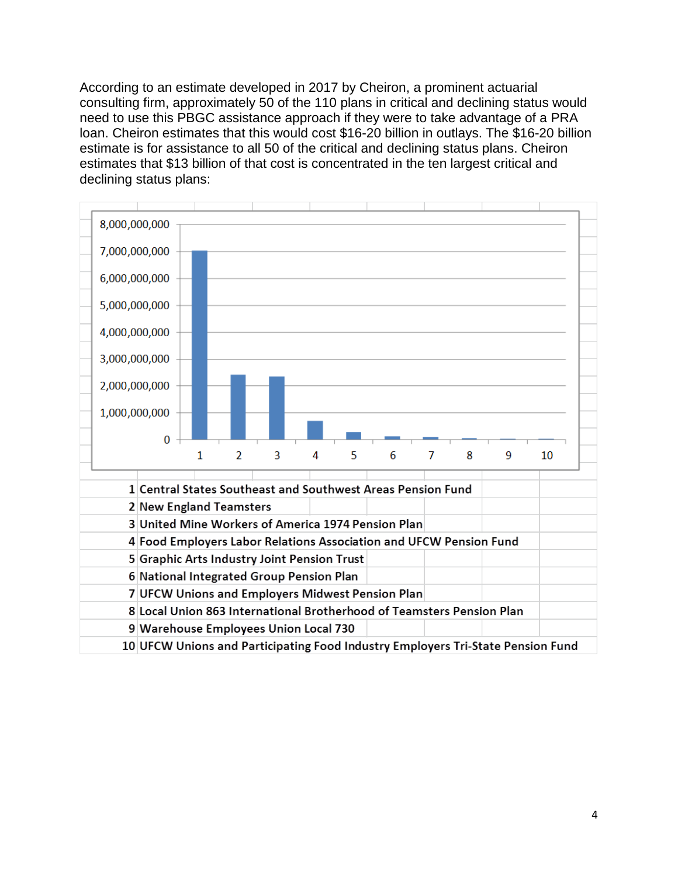According to an estimate developed in 2017 by Cheiron, a prominent actuarial consulting firm, approximately 50 of the 110 plans in critical and declining status would need to use this PBGC assistance approach if they were to take advantage of a PRA loan. Cheiron estimates that this would cost $16-20 billion in outlays. The $16-20 billion estimate is for assistance to all 50 of the critical and declining status plans. Cheiron estimates that $13 billion of that cost is concentrated in the ten largest critical and declining status plans:

| | |
|---|---|
| 1 | Central States Southeast and Southwest Areas Pension Fund |
| 2 | New England Teamsters |
| 3 | United Mine Workers of America 1974 Pension Plan |
| 4 | Food Employers Labor Relations Association and UFCW Pension Fund |
| 5 | Graphic Arts Industry Joint Pension Trust |
| 6 | National Integrated Group Pension Plan |
| 7 | UFCW Unions and Employers Midwest Pension Plan |
| 8 | Local Union 863 International Brotherhood of Teamsters Pension Plan |
| 9 | Warehouse Employees Union Local 730 |
| 10 | UFCW Unions and Participating Food Industry Employers Tri-State Pension Fund |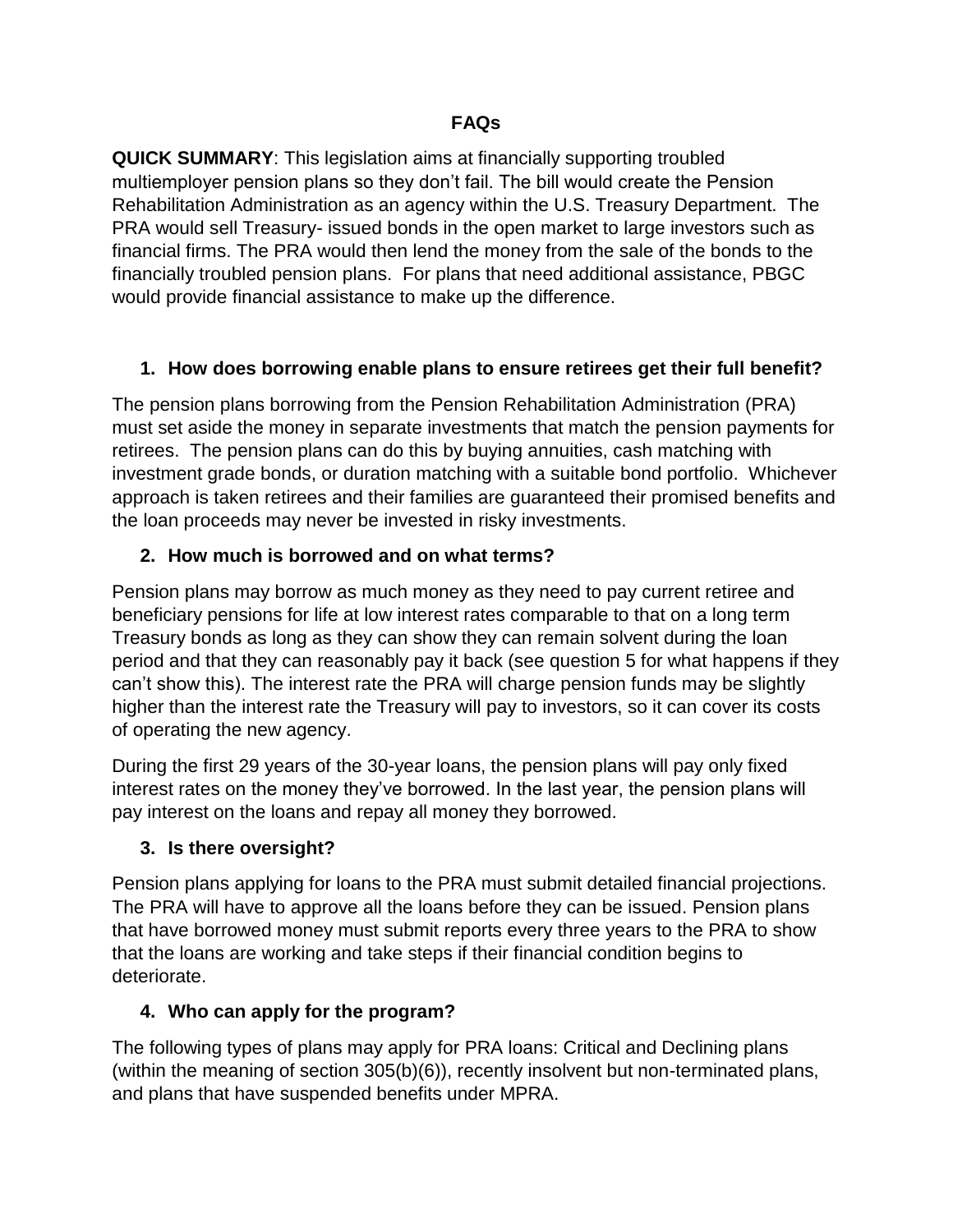**FAQs**

**QUICK SUMMARY**: This legislation aims at financially supporting troubled multiemployer pension plans so they don't fail. The bill would create the Pension Rehabilitation Administration as an agency within the U.S. Treasury Department. The PRA would sell Treasury- issued bonds in the open market to large investors such as financial firms. The PRA would then lend the money from the sale of the bonds to the financially troubled pension plans. For plans that need additional assistance, PBGC would provide financial assistance to make up the difference.

1. **How does borrowing enable plans to ensure retirees get their full benefit?**

The pension plans borrowing from the Pension Rehabilitation Administration (PRA) must set aside the money in separate investments that match the pension payments for retirees. The pension plans can do this by buying annuities, cash matching with investment grade bonds, or duration matching with a suitable bond portfolio. Whichever approach is taken retirees and their families are guaranteed their promised benefits and the loan proceeds may never be invested in risky investments.

2. **How much is borrowed and on what terms?**

Pension plans may borrow as much money as they need to pay current retiree and beneficiary pensions for life at low interest rates comparable to that on a long term Treasury bonds as long as they can show they can remain solvent during the loan period and that they can reasonably pay it back (see question 5 for what happens if they can't show this). The interest rate the PRA will charge pension funds may be slightly higher than the interest rate the Treasury will pay to investors, so it can cover its costs of operating the new agency.

During the first 29 years of the 30-year loans, the pension plans will pay only fixed interest rates on the money they've borrowed. In the last year, the pension plans will pay interest on the loans and repay all money they borrowed.

3. **Is there oversight?**

Pension plans applying for loans to the PRA must submit detailed financial projections. The PRA will have to approve all the loans before they can be issued. Pension plans that have borrowed money must submit reports every three years to the PRA to show that the loans are working and take steps if their financial condition begins to deteriorate.

4. **Who can apply for the program?**

The following types of plans may apply for PRA loans: Critical and Declining plans (within the meaning of section 305(b)(6)), recently insolvent but non-terminated plans, and plans that have suspended benefits under MPRA.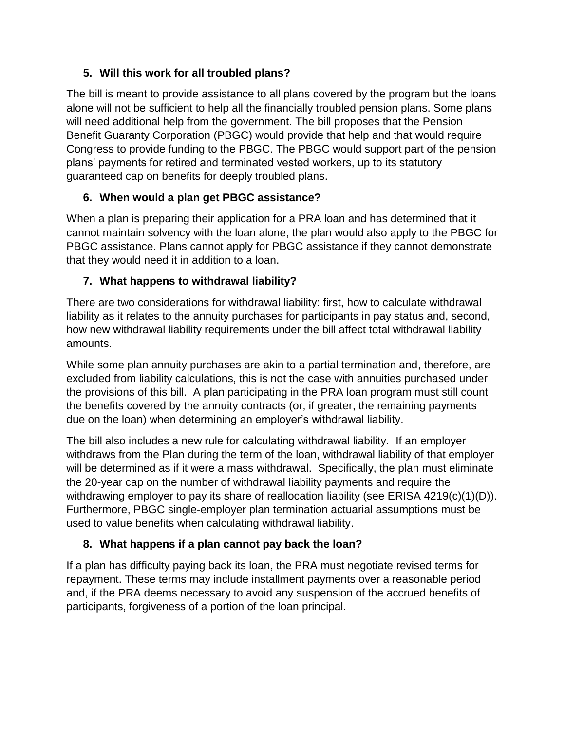### 5. Will this work for all troubled plans?

The bill is meant to provide assistance to all plans covered by the program but the loans alone will not be sufficient to help all the financially troubled pension plans. Some plans will need additional help from the government. The bill proposes that the Pension Benefit Guaranty Corporation (PBGC) would provide that help and that would require Congress to provide funding to the PBGC. The PBGC would support part of the pension plans' payments for retired and terminated vested workers, up to its statutory guaranteed cap on benefits for deeply troubled plans.

### 6. When would a plan get PBGC assistance?

When a plan is preparing their application for a PRA loan and has determined that it cannot maintain solvency with the loan alone, the plan would also apply to the PBGC for PBGC assistance. Plans cannot apply for PBGC assistance if they cannot demonstrate that they would need it in addition to a loan.

### 7. What happens to withdrawal liability?

There are two considerations for withdrawal liability: first, how to calculate withdrawal liability as it relates to the annuity purchases for participants in pay status and, second, how new withdrawal liability requirements under the bill affect total withdrawal liability amounts.

While some plan annuity purchases are akin to a partial termination and, therefore, are excluded from liability calculations, this is not the case with annuities purchased under the provisions of this bill. A plan participating in the PRA loan program must still count the benefits covered by the annuity contracts (or, if greater, the remaining payments due on the loan) when determining an employer's withdrawal liability.

The bill also includes a new rule for calculating withdrawal liability. If an employer withdraws from the Plan during the term of the loan, withdrawal liability of that employer will be determined as if it were a mass withdrawal. Specifically, the plan must eliminate the 20-year cap on the number of withdrawal liability payments and require the withdrawing employer to pay its share of reallocation liability (see ERISA 4219(c)(1)(D)). Furthermore, PBGC single-employer plan termination actuarial assumptions must be used to value benefits when calculating withdrawal liability.

### 8. What happens if a plan cannot pay back the loan?

If a plan has difficulty paying back its loan, the PRA must negotiate revised terms for repayment. These terms may include installment payments over a reasonable period and, if the PRA deems necessary to avoid any suspension of the accrued benefits of participants, forgiveness of a portion of the loan principal.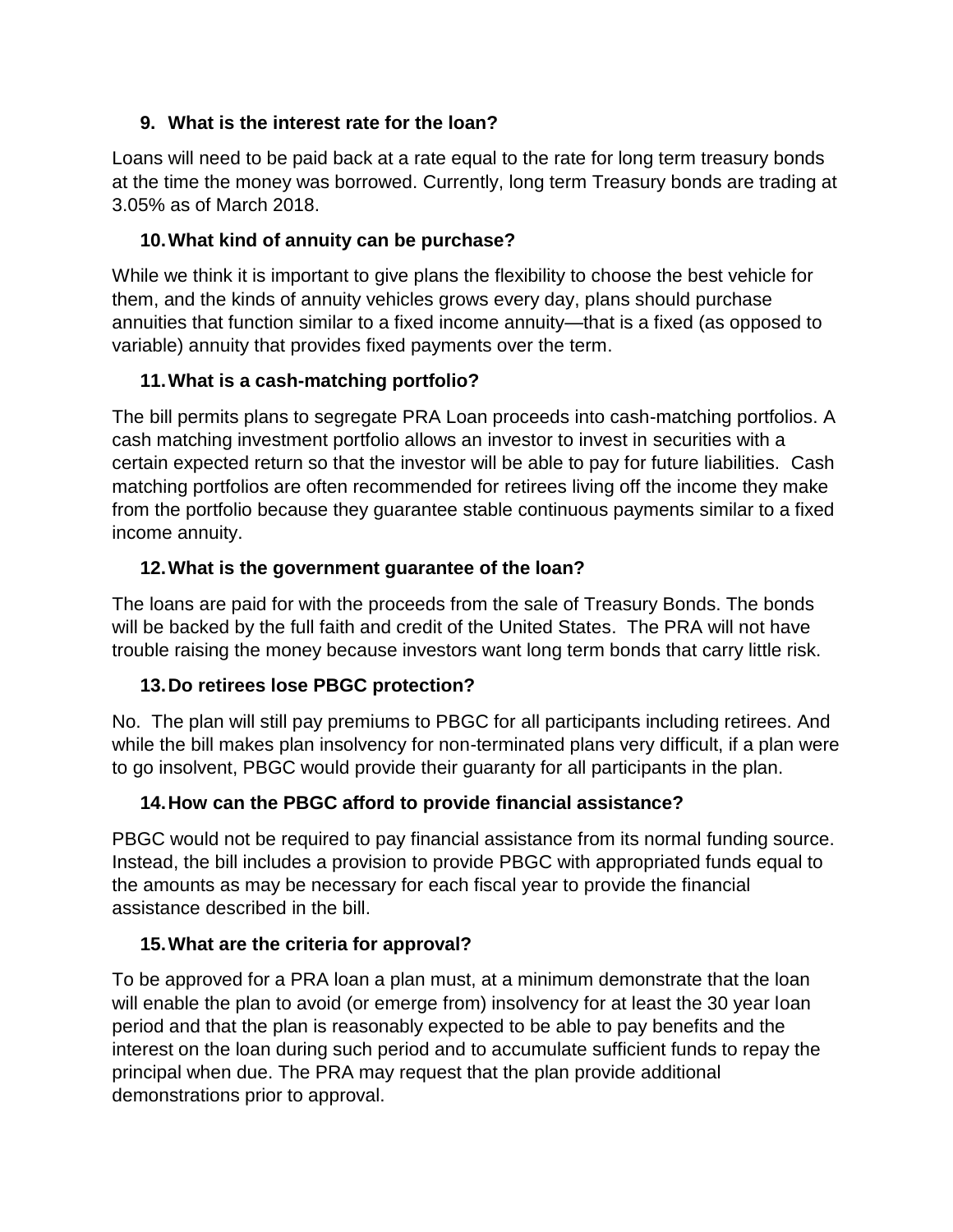### 9. What is the interest rate for the loan?

Loans will need to be paid back at a rate equal to the rate for long term treasury bonds at the time the money was borrowed. Currently, long term Treasury bonds are trading at 3.05% as of March 2018.

### 10. What kind of annuity can be purchase?

While we think it is important to give plans the flexibility to choose the best vehicle for them, and the kinds of annuity vehicles grows every day, plans should purchase annuities that function similar to a fixed income annuity—that is a fixed (as opposed to variable) annuity that provides fixed payments over the term.

### 11. What is a cash-matching portfolio?

The bill permits plans to segregate PRA Loan proceeds into cash-matching portfolios. A cash matching investment portfolio allows an investor to invest in securities with a certain expected return so that the investor will be able to pay for future liabilities. Cash matching portfolios are often recommended for retirees living off the income they make from the portfolio because they guarantee stable continuous payments similar to a fixed income annuity.

### 12. What is the government guarantee of the loan?

The loans are paid for with the proceeds from the sale of Treasury Bonds. The bonds will be backed by the full faith and credit of the United States. The PRA will not have trouble raising the money because investors want long term bonds that carry little risk.

### 13. Do retirees lose PBGC protection?

No. The plan will still pay premiums to PBGC for all participants including retirees. And while the bill makes plan insolvency for non-terminated plans very difficult, if a plan were to go insolvent, PBGC would provide their guaranty for all participants in the plan.

### 14. How can the PBGC afford to provide financial assistance?

PBGC would not be required to pay financial assistance from its normal funding source. Instead, the bill includes a provision to provide PBGC with appropriated funds equal to the amounts as may be necessary for each fiscal year to provide the financial assistance described in the bill.

### 15. What are the criteria for approval?

To be approved for a PRA loan a plan must, at a minimum demonstrate that the loan will enable the plan to avoid (or emerge from) insolvency for at least the 30 year loan period and that the plan is reasonably expected to be able to pay benefits and the interest on the loan during such period and to accumulate sufficient funds to repay the principal when due. The PRA may request that the plan provide additional demonstrations prior to approval.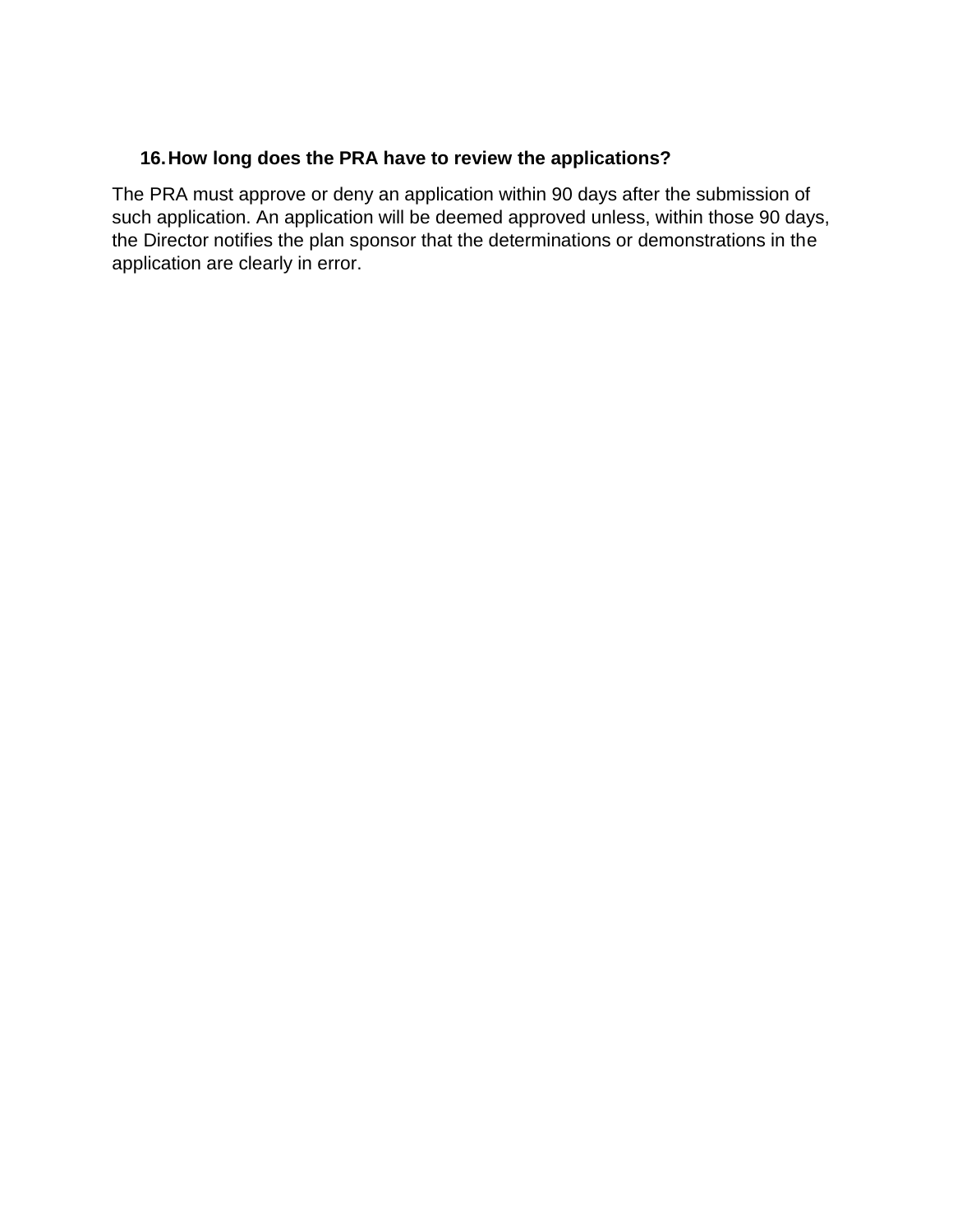16. **How long does the PRA have to review the applications?**

The PRA must approve or deny an application within 90 days after the submission of such application. An application will be deemed approved unless, within those 90 days, the Director notifies the plan sponsor that the determinations or demonstrations in the application are clearly in error.